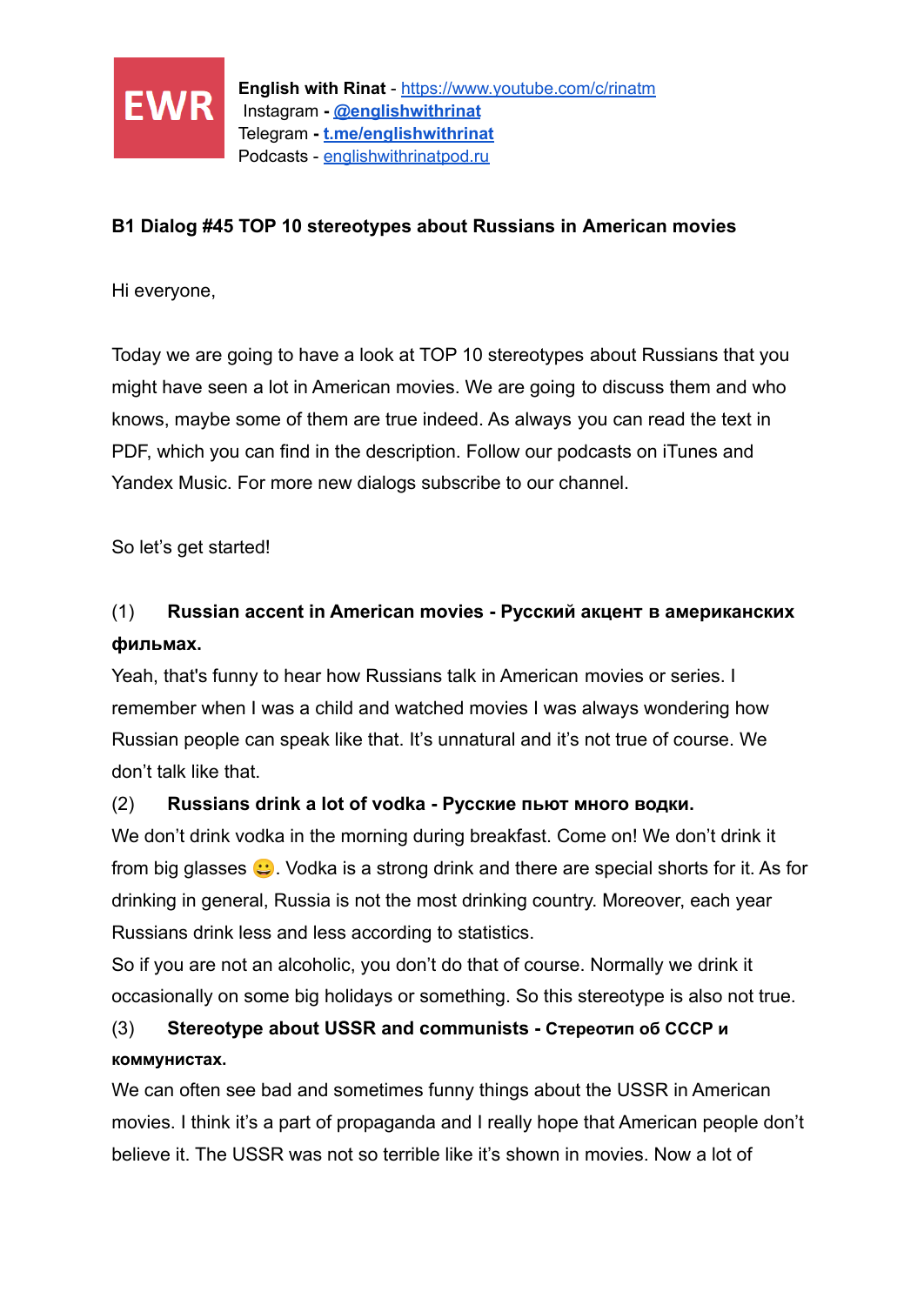EWR

**English with Rinat** - https://www.youtube.com/c/rinatm
Instagram - **@englishwithrinat**
Telegram - **t.me/englishwithrinat**
Podcasts - englishwithrinatpod.ru

**B1 Dialog #45 TOP 10 stereotypes about Russians in American movies**

Hi everyone,

Today we are going to have a look at TOP 10 stereotypes about Russians that you might have seen a lot in American movies. We are going to discuss them and who knows, maybe some of them are true indeed. As always you can read the text in PDF, which you can find in the description. Follow our podcasts on iTunes and Yandex Music. For more new dialogs subscribe to our channel.

So let's get started!

(1) **Russian accent in American movies - Русский акцент в американских фильмах.**

Yeah, that's funny to hear how Russians talk in American movies or series. I remember when I was a child and watched movies I was always wondering how Russian people can speak like that. It's unnatural and it's not true of course. We don't talk like that.

(2) **Russians drink a lot of vodka - Русские пьют много водки.**

We don't drink vodka in the morning during breakfast. Come on! We don't drink it from big glasses 😀. Vodka is a strong drink and there are special shorts for it. As for drinking in general, Russia is not the most drinking country. Moreover, each year Russians drink less and less according to statistics.

So if you are not an alcoholic, you don't do that of course. Normally we drink it occasionally on some big holidays or something. So this stereotype is also not true.

(3) **Stereotype about USSR and communists - Стереотип об СССР и коммунистах.**

We can often see bad and sometimes funny things about the USSR in American movies. I think it's a part of propaganda and I really hope that American people don't believe it. The USSR was not so terrible like it's shown in movies. Now a lot of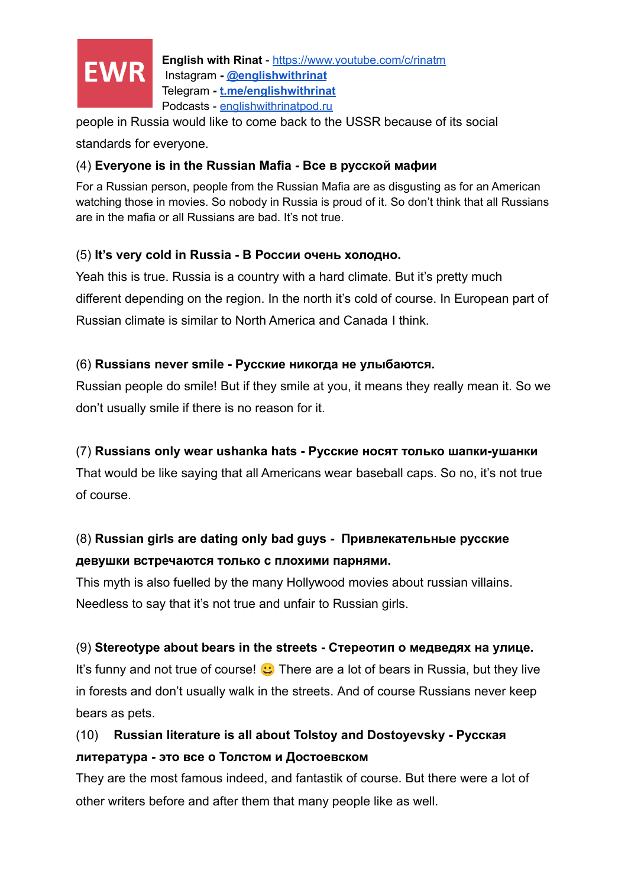people in Russia would like to come back to the USSR because of its social standards for everyone.

(4) **Everyone is in the Russian Mafia - Все в русской мафии**

For a Russian person, people from the Russian Mafia are as disgusting as for an American watching those in movies. So nobody in Russia is proud of it. So don't think that all Russians are in the mafia or all Russians are bad. It's not true.

(5) **It's very cold in Russia - В России очень холодно.**

Yeah this is true. Russia is a country with a hard climate. But it's pretty much different depending on the region. In the north it's cold of course. In European part of Russian climate is similar to North America and Canada I think.

(6) **Russians never smile - Русские никогда не улыбаются.**

Russian people do smile! But if they smile at you, it means they really mean it. So we don't usually smile if there is no reason for it.

(7) **Russians only wear ushanka hats - Русские носят только шапки-ушанки**

That would be like saying that all Americans wear baseball caps. So no, it's not true of course.

(8) **Russian girls are dating only bad guys - Привлекательные русские девушки встречаются только с плохими парнями.**

This myth is also fuelled by the many Hollywood movies about russian villains. Needless to say that it's not true and unfair to Russian girls.

(9) **Stereotype about bears in the streets - Стереотип о медведях на улице.**

It's funny and not true of course! 😀 There are a lot of bears in Russia, but they live in forests and don't usually walk in the streets. And of course Russians never keep bears as pets.

(10) **Russian literature is all about Tolstoy and Dostoyevsky - Русская литература - это все о Толстом и Достоевском**

They are the most famous indeed, and fantastik of course. But there were a lot of other writers before and after them that many people like as well.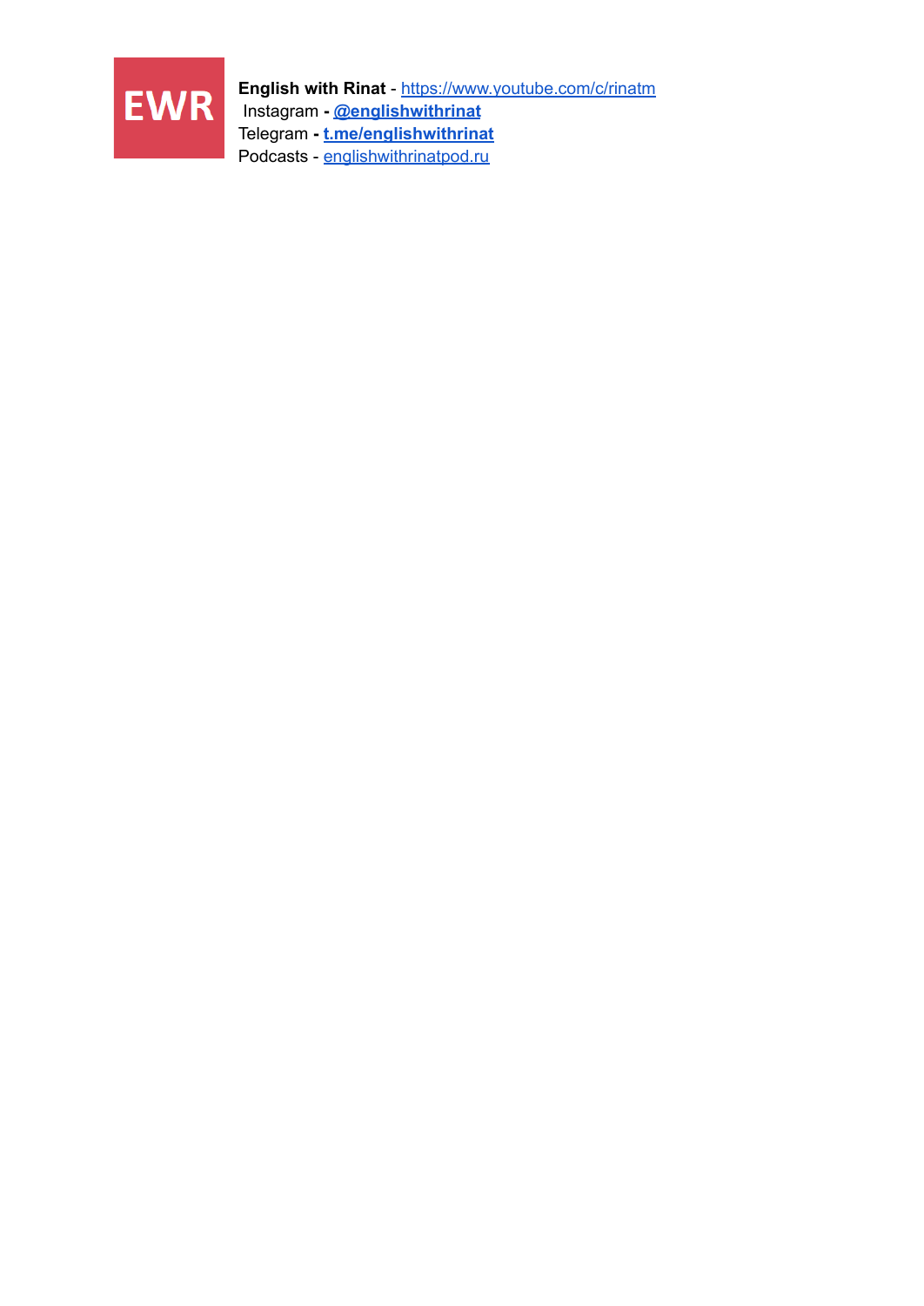EWR

**English with Rinat** - https://www.youtube.com/c/rinatm
Instagram - **@englishwithrinat**
Telegram - **t.me/englishwithrinat**
Podcasts - englishwithrinatpod.ru